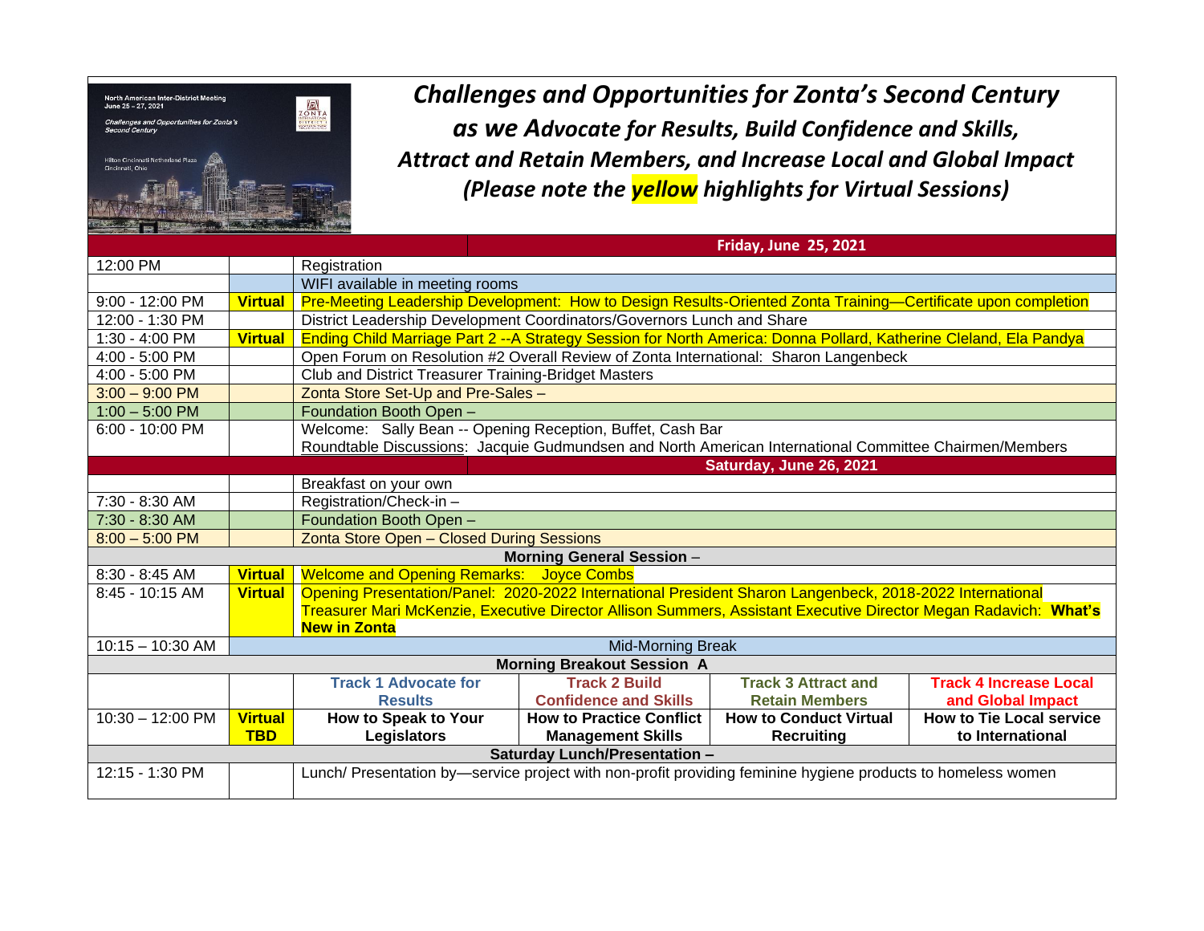North American Inter-District Meeting
June 25 – 27, 2021
*Challenges and Opportunities for Zonta's Second Century*
Hilton Cincinnati Netherland Plaza
Cincinnati, Ohio

# *Challenges and Opportunities for Zonta's Second Century as we Advocate for Results, Build Confidence and Skills, Attract and Retain Members, and Increase Local and Global Impact*

***(Please note the yellow highlights for Virtual Sessions)***

| | | | | | |
|---|---|---|---|---|---|
| **Friday, June 25, 2021** | | | | | |
| 12:00 PM | | Registration | | | |
| | | WIFI available in meeting rooms | | | |
| 9:00 - 12:00 PM | **Virtual** | Pre-Meeting Leadership Development: How to Design Results-Oriented Zonta Training—Certificate upon completion | | | |
| 12:00 - 1:30 PM | | District Leadership Development Coordinators/Governors Lunch and Share | | | |
| 1:30 - 4:00 PM | **Virtual** | Ending Child Marriage Part 2 --A Strategy Session for North America: Donna Pollard, Katherine Cleland, Ela Pandya | | | |
| 4:00 - 5:00 PM | | Open Forum on Resolution #2 Overall Review of Zonta International: Sharon Langenbeck | | | |
| 4:00 - 5:00 PM | | Club and District Treasurer Training-Bridget Masters | | | |
| 3:00 – 9:00 PM | | Zonta Store Set-Up and Pre-Sales – | | | |
| 1:00 – 5:00 PM | | Foundation Booth Open – | | | |
| 6:00 - 10:00 PM | | Welcome: Sally Bean -- Opening Reception, Buffet, Cash Bar<br>Roundtable Discussions: Jacquie Gudmundsen and North American International Committee Chairmen/Members | | | |
| **Saturday, June 26, 2021** | | | | | |
| | | Breakfast on your own | | | |
| 7:30 - 8:30 AM | | Registration/Check-in – | | | |
| 7:30 - 8:30 AM | | Foundation Booth Open – | | | |
| 8:00 – 5:00 PM | | Zonta Store Open – Closed During Sessions | | | |
| **Morning General Session –** | | | | | |
| 8:30 - 8:45 AM | **Virtual** | Welcome and Opening Remarks: Joyce Combs | | | |
| 8:45 - 10:15 AM | **Virtual** | Opening Presentation/Panel: 2020-2022 International President Sharon Langenbeck, 2018-2022 International Treasurer Mari McKenzie, Executive Director Allison Summers, Assistant Executive Director Megan Radavich: **What's New in Zonta** | | | |
| 10:15 – 10:30 AM | Mid-Morning Break | | | | |
| **Morning Breakout Session A** | | | | | |
| | | **Track 1 Advocate for Results** | **Track 2 Build Confidence and Skills** | **Track 3 Attract and Retain Members** | **Track 4 Increase Local and Global Impact** |
| 10:30 – 12:00 PM | **Virtual TBD** | **How to Speak to Your Legislators** | **How to Practice Conflict Management Skills** | **How to Conduct Virtual Recruiting** | **How to Tie Local service to International** |
| **Saturday Lunch/Presentation –** | | | | | |
| 12:15 - 1:30 PM | | Lunch/ Presentation by—service project with non-profit providing feminine hygiene products to homeless women | | | |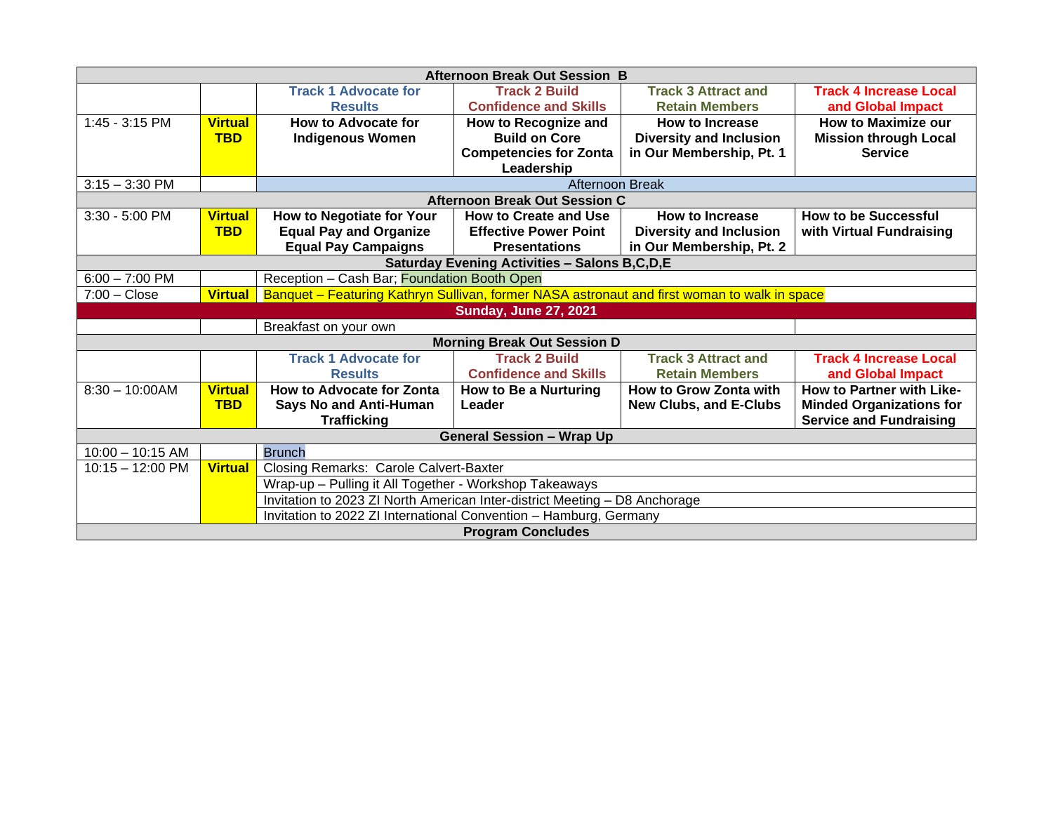| | | | | | |
|---|---|---|---|---|---|
| **Afternoon Break Out Session B** | | | | | |
| | | **Track 1 Advocate for Results** | **Track 2 Build Confidence and Skills** | **Track 3 Attract and Retain Members** | **Track 4 Increase Local and Global Impact** |
| 1:45 - 3:15 PM | **Virtual TBD** | **How to Advocate for Indigenous Women** | **How to Recognize and Build on Core Competencies for Zonta Leadership** | **How to Increase Diversity and Inclusion in Our Membership, Pt. 1** | **How to Maximize our Mission through Local Service** |
| 3:15 – 3:30 PM | | Afternoon Break | | | |
| **Afternoon Break Out Session C** | | | | | |
| 3:30 - 5:00 PM | **Virtual TBD** | **How to Negotiate for Your Equal Pay and Organize Equal Pay Campaigns** | **How to Create and Use Effective Power Point Presentations** | **How to Increase Diversity and Inclusion in Our Membership, Pt. 2** | **How to be Successful with Virtual Fundraising** |
| **Saturday Evening Activities – Salons B,C,D,E** | | | | | |
| 6:00 – 7:00 PM | | Reception – Cash Bar; Foundation Booth Open | | | |
| 7:00 – Close | **Virtual** | Banquet – Featuring Kathryn Sullivan, former NASA astronaut and first woman to walk in space | | | |
| **Sunday, June 27, 2021** | | | | | |
| | | Breakfast on your own | | | |
| **Morning Break Out Session D** | | | | | |
| | | **Track 1 Advocate for Results** | **Track 2 Build Confidence and Skills** | **Track 3 Attract and Retain Members** | **Track 4 Increase Local and Global Impact** |
| 8:30 – 10:00AM | **Virtual TBD** | **How to Advocate for Zonta Says No and Anti-Human Trafficking** | **How to Be a Nurturing Leader** | **How to Grow Zonta with New Clubs, and E-Clubs** | **How to Partner with Like-Minded Organizations for Service and Fundraising** |
| **General Session – Wrap Up** | | | | | |
| 10:00 – 10:15 AM | | Brunch | | | |
| 10:15 – 12:00 PM | **Virtual** | Closing Remarks: Carole Calvert-Baxter | | | |
| | | Wrap-up – Pulling it All Together - Workshop Takeaways | | | |
| | | Invitation to 2023 ZI North American Inter-district Meeting – D8 Anchorage | | | |
| | | Invitation to 2022 ZI International Convention – Hamburg, Germany | | | |
| **Program Concludes** | | | | | |